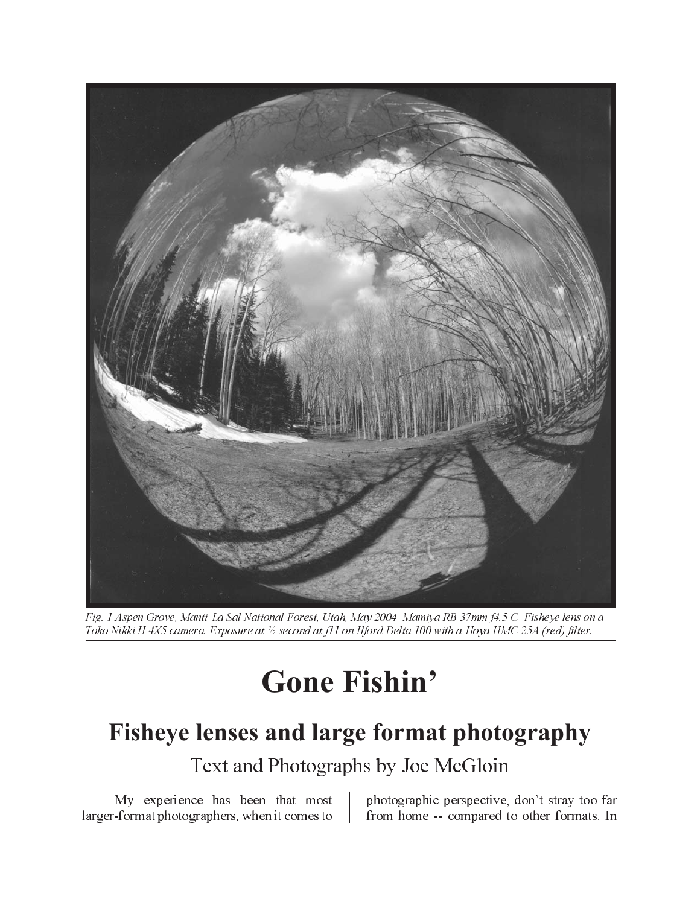*Fig. 1 Aspen Grove, Manti-La Sal National Forest, Utah, May 2004 Mamiya RB 37mm f4.5 C Fisheye lens on a Toko Nikki II 4X5 camera. Exposure at ½ second at f11 on Ilford Delta 100 with a Hoya HMC 25A (red) filter.*

# Gone Fishin'

## Fisheye lenses and large format photography

Text and Photographs by Joe McGloin

My experience has been that most larger-format photographers, when it comes to photographic perspective, don't stray too far from home -- compared to other formats. In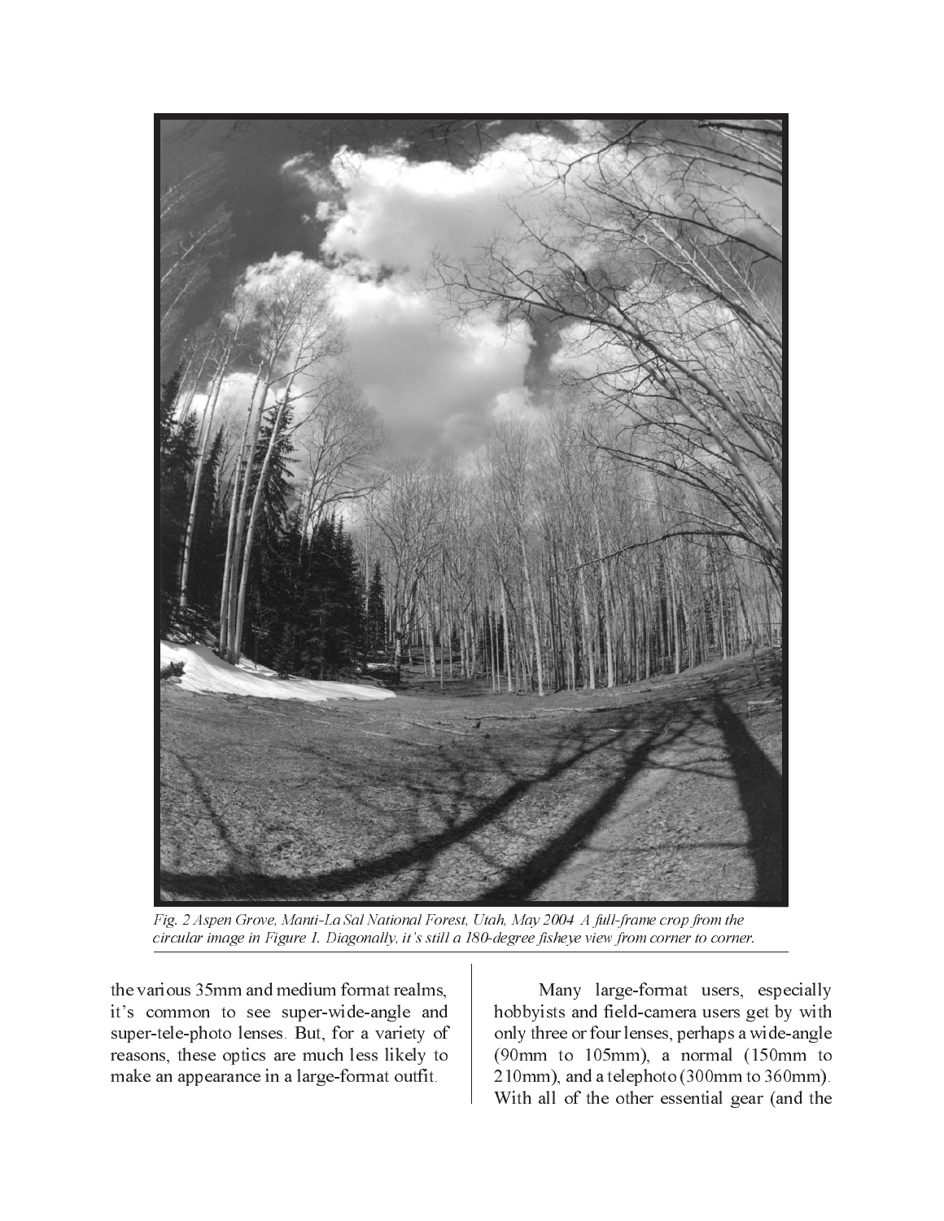*Fig. 2 Aspen Grove, Manti-La Sal National Forest, Utah, May 2004 A full-frame crop from the circular image in Figure 1. Diagonally, it's still a 180-degree fisheye view from corner to corner.*

the various 35mm and medium format realms, it's common to see super-wide-angle and super-tele-photo lenses. But, for a variety of reasons, these optics are much less likely to make an appearance in a large-format outfit.

Many large-format users, especially hobbyists and field-camera users get by with only three or four lenses, perhaps a wide-angle (90mm to 105mm), a normal (150mm to 210mm), and a telephoto (300mm to 360mm). With all of the other essential gear (and the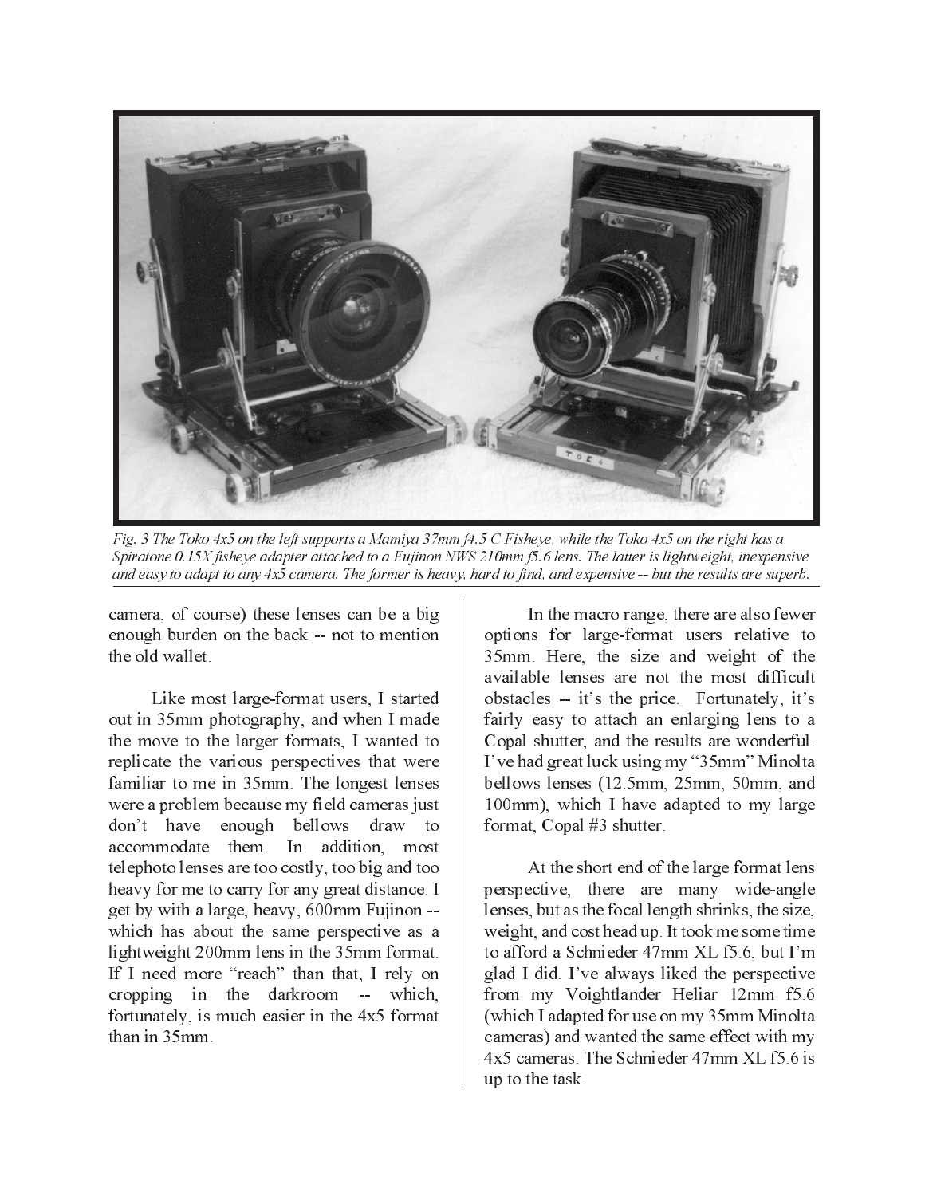*Fig. 3 The Toko 4x5 on the left supports a Mamiya 37mm f4.5 C Fisheye, while the Toko 4x5 on the right has a Spiratone 0.15X fisheye adapter attached to a Fujinon NWS 210mm f5.6 lens. The latter is lightweight, inexpensive and easy to adapt to any 4x5 camera. The former is heavy, hard to find, and expensive -- but the results are superb.*

camera, of course) these lenses can be a big enough burden on the back -- not to mention the old wallet.

Like most large-format users, I started out in 35mm photography, and when I made the move to the larger formats, I wanted to replicate the various perspectives that were familiar to me in 35mm. The longest lenses were a problem because my field cameras just don't have enough bellows draw to accommodate them. In addition, most telephoto lenses are too costly, too big and too heavy for me to carry for any great distance. I get by with a large, heavy, 600mm Fujinon -- which has about the same perspective as a lightweight 200mm lens in the 35mm format. If I need more "reach" than that, I rely on cropping in the darkroom -- which, fortunately, is much easier in the 4x5 format than in 35mm.

In the macro range, there are also fewer options for large-format users relative to 35mm. Here, the size and weight of the available lenses are not the most difficult obstacles -- it's the price. Fortunately, it's fairly easy to attach an enlarging lens to a Copal shutter, and the results are wonderful. I've had great luck using my "35mm" Minolta bellows lenses (12.5mm, 25mm, 50mm, and 100mm), which I have adapted to my large format, Copal #3 shutter.

At the short end of the large format lens perspective, there are many wide-angle lenses, but as the focal length shrinks, the size, weight, and cost head up. It took me some time to afford a Schnieder 47mm XL f5.6, but I'm glad I did. I've always liked the perspective from my Voightlander Heliar 12mm f5.6 (which I adapted for use on my 35mm Minolta cameras) and wanted the same effect with my 4x5 cameras. The Schnieder 47mm XL f5.6 is up to the task.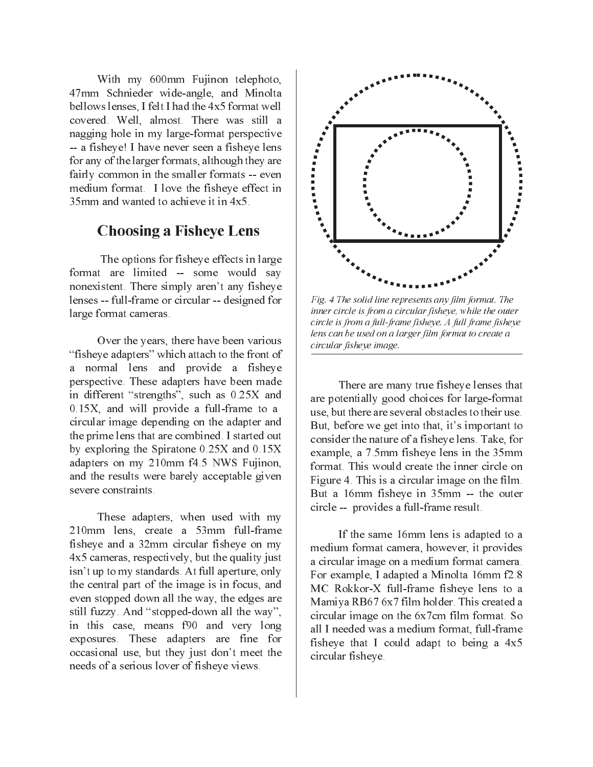With my 600mm Fujinon telephoto, 47mm Schnieder wide-angle, and Minolta bellows lenses, I felt I had the 4x5 format well covered. Well, almost. There was still a nagging hole in my large-format perspective -- a fisheye! I have never seen a fisheye lens for any of the larger formats, although they are fairly common in the smaller formats -- even medium format. I love the fisheye effect in 35mm and wanted to achieve it in 4x5.

## Choosing a Fisheye Lens

The options for fisheye effects in large format are limited -- some would say nonexistent. There simply aren't any fisheye lenses -- full-frame or circular -- designed for large format cameras.

Over the years, there have been various "fisheye adapters" which attach to the front of a normal lens and provide a fisheye perspective. These adapters have been made in different "strengths", such as 0.25X and 0.15X, and will provide a full-frame to a circular image depending on the adapter and the prime lens that are combined. I started out by exploring the Spiratone 0.25X and 0.15X adapters on my 210mm f4.5 NWS Fujinon, and the results were barely acceptable given severe constraints.

These adapters, when used with my 210mm lens, create a 53mm full-frame fisheye and a 32mm circular fisheye on my 4x5 cameras, respectively, but the quality just isn't up to my standards. At full aperture, only the central part of the image is in focus, and even stopped down all the way, the edges are still fuzzy. And "stopped-down all the way", in this case, means f90 and very long exposures. These adapters are fine for occasional use, but they just don't meet the needs of a serious lover of fisheye views.

*Fig. 4 The solid line represents any film format. The inner circle is from a circular fisheye, while the outer circle is from a full-frame fisheye. A full frame fisheye lens can be used on a larger film format to create a circular fisheye image.*

There are many true fisheye lenses that are potentially good choices for large-format use, but there are several obstacles to their use. But, before we get into that, it's important to consider the nature of a fisheye lens. Take, for example, a 7.5mm fisheye lens in the 35mm format. This would create the inner circle on Figure 4. This is a circular image on the film. But a 16mm fisheye in 35mm -- the outer circle -- provides a full-frame result.

If the same 16mm lens is adapted to a medium format camera, however, it provides a circular image on a medium format camera. For example, I adapted a Minolta 16mm f2.8 MC Rokkor-X full-frame fisheye lens to a Mamiya RB67 6x7 film holder. This created a circular image on the 6x7cm film format. So all I needed was a medium format, full-frame fisheye that I could adapt to being a 4x5 circular fisheye.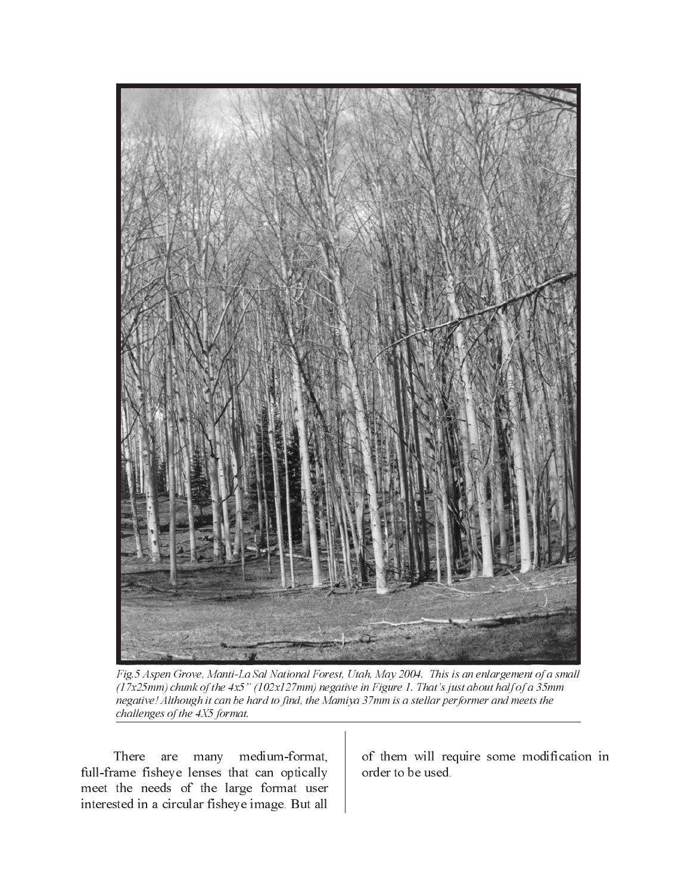*Fig.5 Aspen Grove, Manti-La Sal National Forest, Utah, May 2004. This is an enlargement of a small (17x25mm) chunk of the 4x5" (102x127mm) negative in Figure 1. That's just about half of a 35mm negative! Although it can be hard to find, the Mamiya 37mm is a stellar performer and meets the challenges of the 4X5 format.*

There are many medium-format, full-frame fisheye lenses that can optically meet the needs of the large format user interested in a circular fisheye image. But all of them will require some modification in order to be used.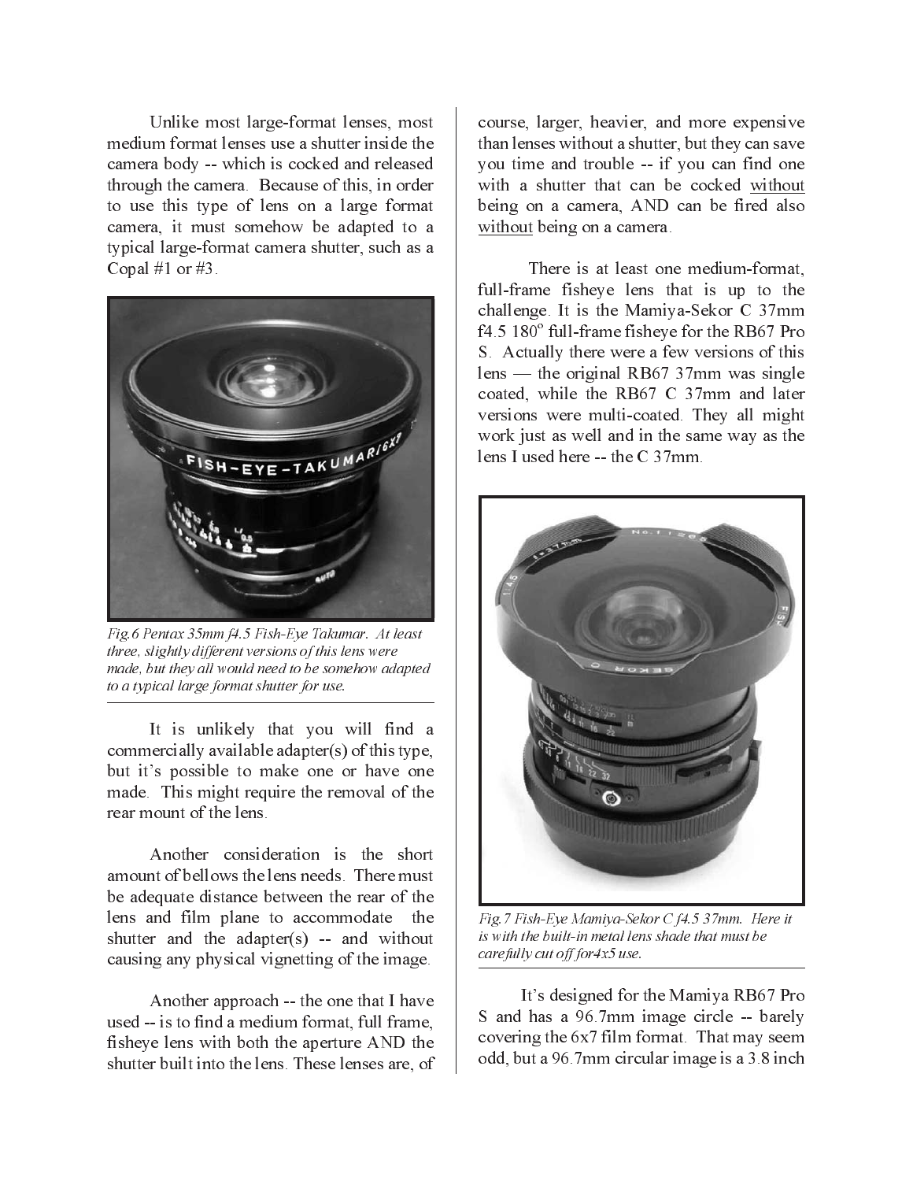Unlike most large-format lenses, most medium format lenses use a shutter inside the camera body -- which is cocked and released through the camera. Because of this, in order to use this type of lens on a large format camera, it must somehow be adapted to a typical large-format camera shutter, such as a Copal #1 or #3.

*Fig.6 Pentax 35mm f4.5 Fish-Eye Takumar. At least three, slightly different versions of this lens were made, but they all would need to be somehow adapted to a typical large format shutter for use.*

It is unlikely that you will find a commercially available adapter(s) of this type, but it's possible to make one or have one made. This might require the removal of the rear mount of the lens.

Another consideration is the short amount of bellows the lens needs. There must be adequate distance between the rear of the lens and film plane to accommodate the shutter and the adapter(s) -- and without causing any physical vignetting of the image.

Another approach -- the one that I have used -- is to find a medium format, full frame, fisheye lens with both the aperture AND the shutter built into the lens. These lenses are, of course, larger, heavier, and more expensive than lenses without a shutter, but they can save you time and trouble -- if you can find one with a shutter that can be cocked <u>without</u> being on a camera, AND can be fired also <u>without</u> being on a camera.

There is at least one medium-format, full-frame fisheye lens that is up to the challenge. It is the Mamiya-Sekor C 37mm f4.5 180° full-frame fisheye for the RB67 Pro S. Actually there were a few versions of this lens — the original RB67 37mm was single coated, while the RB67 C 37mm and later versions were multi-coated. They all might work just as well and in the same way as the lens I used here -- the C 37mm.

*Fig.7 Fish-Eye Mamiya-Sekor C f4.5 37mm. Here it is with the built-in metal lens shade that must be carefully cut off for4x5 use.*

It's designed for the Mamiya RB67 Pro S and has a 96.7mm image circle -- barely covering the 6x7 film format. That may seem odd, but a 96.7mm circular image is a 3.8 inch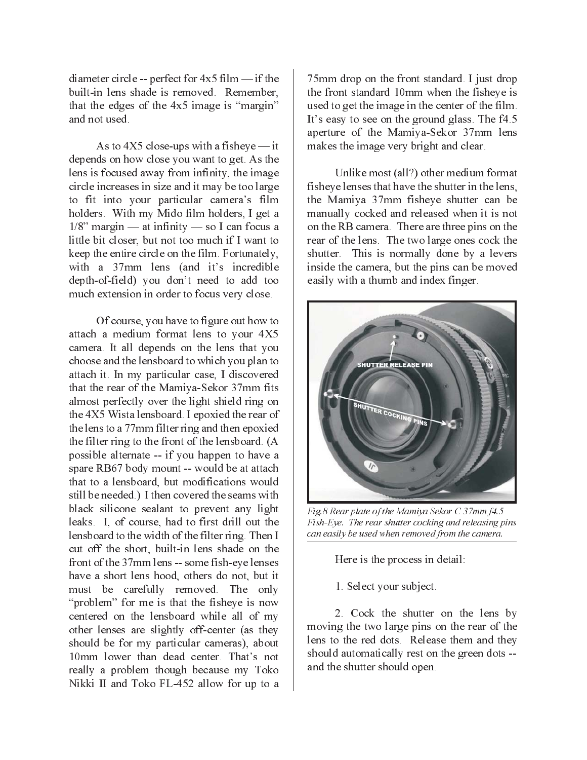diameter circle -- perfect for 4x5 film — if the built-in lens shade is removed. Remember, that the edges of the 4x5 image is "margin" and not used.

As to 4X5 close-ups with a fisheye — it depends on how close you want to get. As the lens is focused away from infinity, the image circle increases in size and it may be too large to fit into your particular camera's film holders. With my Mido film holders, I get a 1/8" margin — at infinity — so I can focus a little bit closer, but not too much if I want to keep the entire circle on the film. Fortunately, with a 37mm lens (and it's incredible depth-of-field) you don't need to add too much extension in order to focus very close.

Of course, you have to figure out how to attach a medium format lens to your 4X5 camera. It all depends on the lens that you choose and the lensboard to which you plan to attach it. In my particular case, I discovered that the rear of the Mamiya-Sekor 37mm fits almost perfectly over the light shield ring on the 4X5 Wista lensboard. I epoxied the rear of the lens to a 77mm filter ring and then epoxied the filter ring to the front of the lensboard. (A possible alternate -- if you happen to have a spare RB67 body mount -- would be at attach that to a lensboard, but modifications would still be needed.) I then covered the seams with black silicone sealant to prevent any light leaks. I, of course, had to first drill out the lensboard to the width of the filter ring. Then I cut off the short, built-in lens shade on the front of the 37mm lens -- some fish-eye lenses have a short lens hood, others do not, but it must be carefully removed. The only "problem" for me is that the fisheye is now centered on the lensboard while all of my other lenses are slightly off-center (as they should be for my particular cameras), about 10mm lower than dead center. That's not really a problem though because my Toko Nikki II and Toko FL-452 allow for up to a 75mm drop on the front standard. I just drop the front standard 10mm when the fisheye is used to get the image in the center of the film. It's easy to see on the ground glass. The f4.5 aperture of the Mamiya-Sekor 37mm lens makes the image very bright and clear.

Unlike most (all?) other medium format fisheye lenses that have the shutter in the lens, the Mamiya 37mm fisheye shutter can be manually cocked and released when it is not on the RB camera. There are three pins on the rear of the lens. The two large ones cock the shutter. This is normally done by a levers inside the camera, but the pins can be moved easily with a thumb and index finger.

*Fig.8 Rear plate of the Mamiya Sekor C 37mm f4.5 Fish-Eye. The rear shutter cocking and releasing pins can easily be used when removed from the camera.*

Here is the process in detail:

1. Select your subject.

2. Cock the shutter on the lens by moving the two large pins on the rear of the lens to the red dots. Release them and they should automatically rest on the green dots -- and the shutter should open.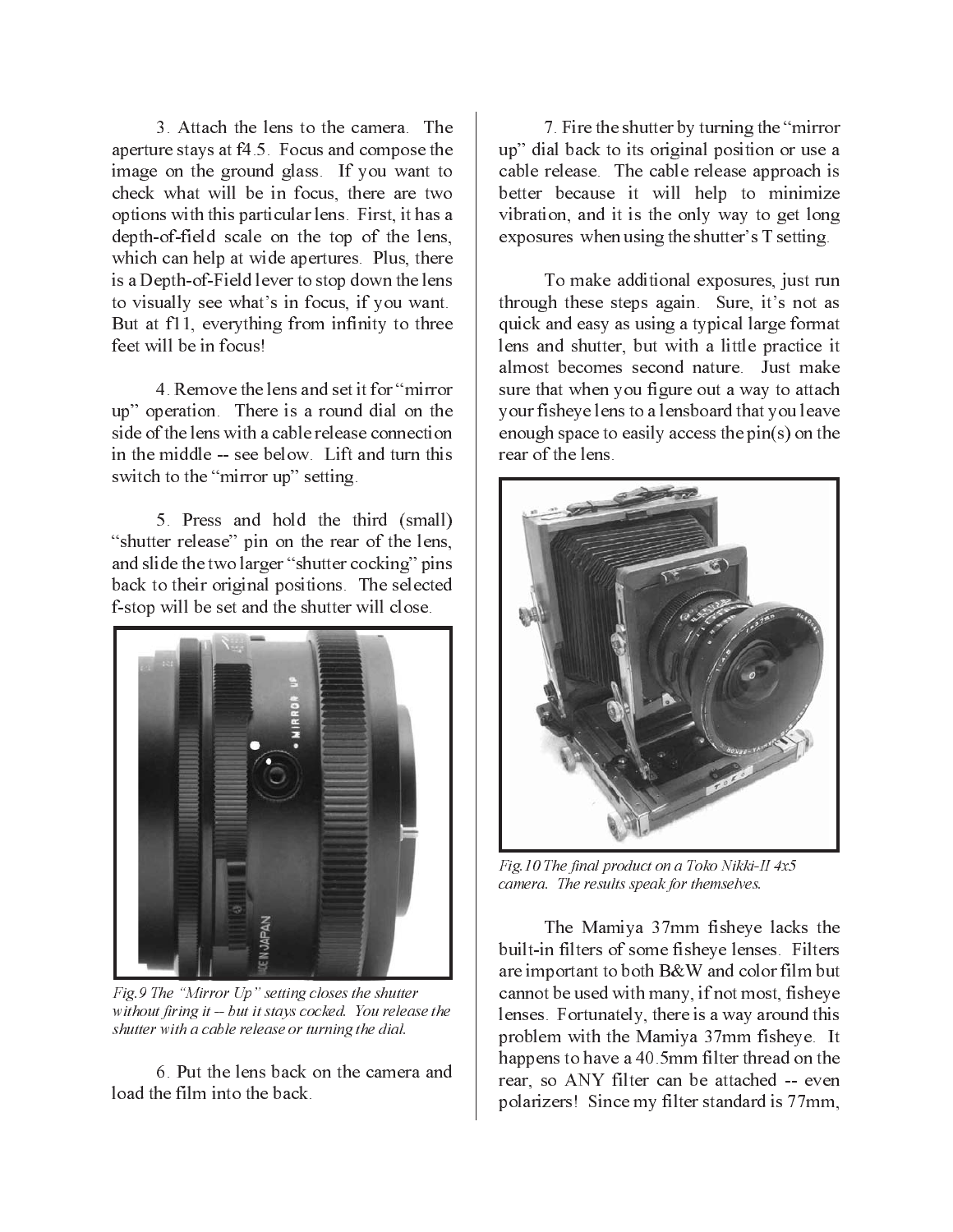3. Attach the lens to the camera. The aperture stays at f4.5. Focus and compose the image on the ground glass. If you want to check what will be in focus, there are two options with this particular lens. First, it has a depth-of-field scale on the top of the lens, which can help at wide apertures. Plus, there is a Depth-of-Field lever to stop down the lens to visually see what's in focus, if you want. But at f11, everything from infinity to three feet will be in focus!

4. Remove the lens and set it for "mirror up" operation. There is a round dial on the side of the lens with a cable release connection in the middle -- see below. Lift and turn this switch to the "mirror up" setting.

5. Press and hold the third (small) "shutter release" pin on the rear of the lens, and slide the two larger "shutter cocking" pins back to their original positions. The selected f-stop will be set and the shutter will close.

*Fig.9 The "Mirror Up" setting closes the shutter without firing it -- but it stays cocked. You release the shutter with a cable release or turning the dial.*

6. Put the lens back on the camera and load the film into the back.

7. Fire the shutter by turning the "mirror up" dial back to its original position or use a cable release. The cable release approach is better because it will help to minimize vibration, and it is the only way to get long exposures when using the shutter's T setting.

To make additional exposures, just run through these steps again. Sure, it's not as quick and easy as using a typical large format lens and shutter, but with a little practice it almost becomes second nature. Just make sure that when you figure out a way to attach your fisheye lens to a lensboard that you leave enough space to easily access the pin(s) on the rear of the lens.

*Fig.10 The final product on a Toko Nikki-II 4x5 camera. The results speak for themselves.*

The Mamiya 37mm fisheye lacks the built-in filters of some fisheye lenses. Filters are important to both B&W and color film but cannot be used with many, if not most, fisheye lenses. Fortunately, there is a way around this problem with the Mamiya 37mm fisheye. It happens to have a 40.5mm filter thread on the rear, so ANY filter can be attached -- even polarizers! Since my filter standard is 77mm,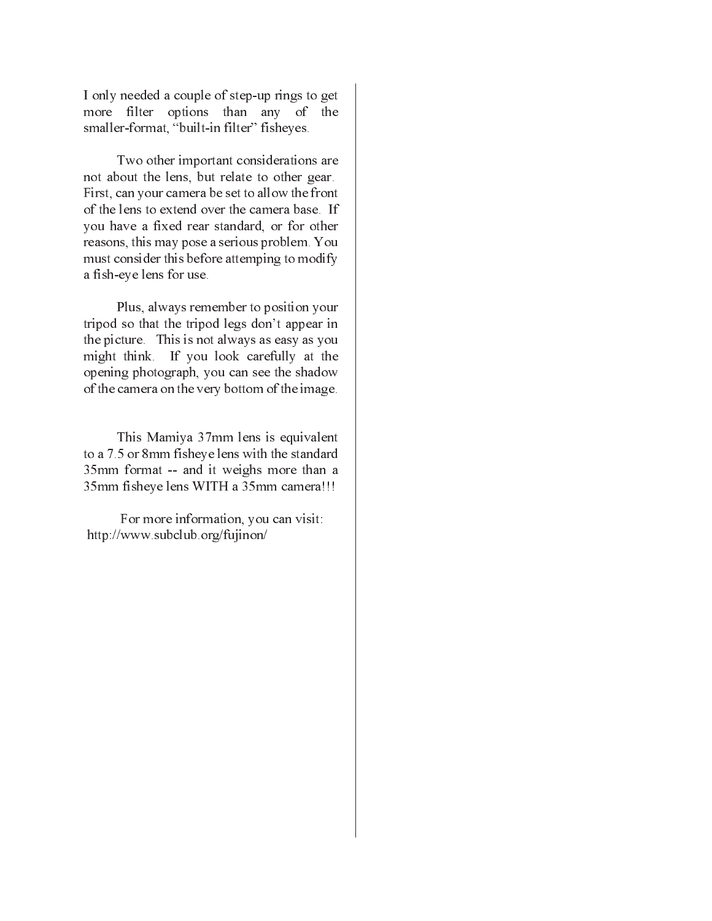I only needed a couple of step-up rings to get more filter options than any of the smaller-format, “built-in filter” fisheyes.

Two other important considerations are not about the lens, but relate to other gear. First, can your camera be set to allow the front of the lens to extend over the camera base. If you have a fixed rear standard, or for other reasons, this may pose a serious problem. You must consider this before attemping to modify a fish-eye lens for use.

Plus, always remember to position your tripod so that the tripod legs don’t appear in the picture. This is not always as easy as you might think. If you look carefully at the opening photograph, you can see the shadow of the camera on the very bottom of the image.

This Mamiya 37mm lens is equivalent to a 7.5 or 8mm fisheye lens with the standard 35mm format -- and it weighs more than a 35mm fisheye lens WITH a 35mm camera!!!

For more information, you can visit: http://www.subclub.org/fujinon/